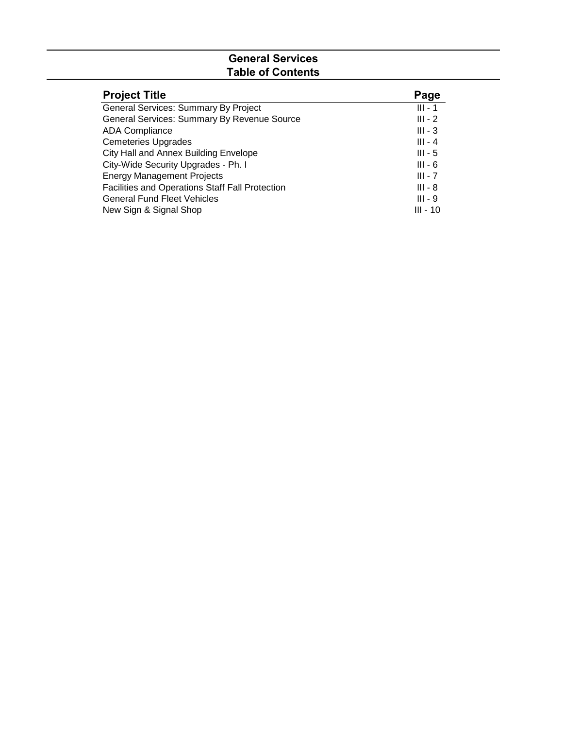# General Services
## Table of Contents

| Project Title | Page |
|---|---|
| General Services: Summary By Project | III - 1 |
| General Services: Summary By Revenue Source | III - 2 |
| ADA Compliance | III - 3 |
| Cemeteries Upgrades | III - 4 |
| City Hall and Annex Building Envelope | III - 5 |
| City-Wide Security Upgrades - Ph. I | III - 6 |
| Energy Management Projects | III - 7 |
| Facilities and Operations Staff Fall Protection | III - 8 |
| General Fund Fleet Vehicles | III - 9 |
| New Sign & Signal Shop | III - 10 |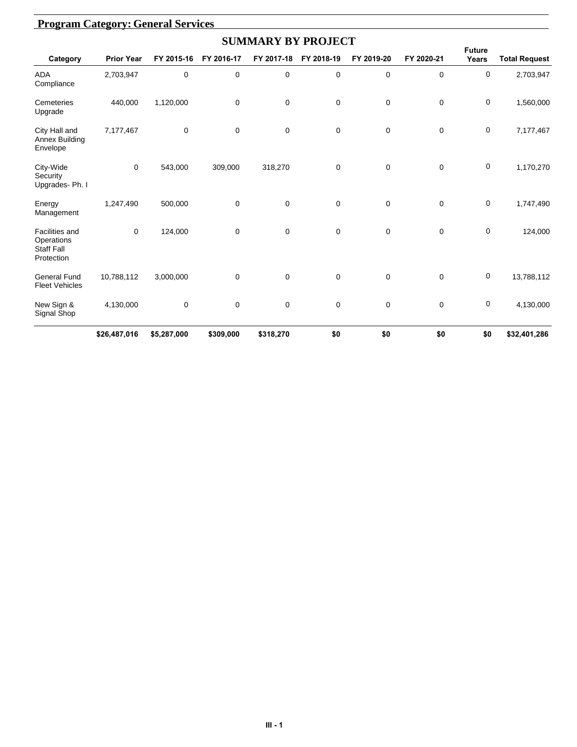## Program Category: General Services

### SUMMARY BY PROJECT

| Category | Prior Year | FY 2015-16 | FY 2016-17 | FY 2017-18 | FY 2018-19 | FY 2019-20 | FY 2020-21 | Future Years | Total Request |
|---|---|---|---|---|---|---|---|---|---|
| ADA Compliance | 2,703,947 | 0 | 0 | 0 | 0 | 0 | 0 | 0 | 2,703,947 |
| Cemeteries Upgrade | 440,000 | 1,120,000 | 0 | 0 | 0 | 0 | 0 | 0 | 1,560,000 |
| City Hall and Annex Building Envelope | 7,177,467 | 0 | 0 | 0 | 0 | 0 | 0 | 0 | 7,177,467 |
| City-Wide Security Upgrades- Ph. I | 0 | 543,000 | 309,000 | 318,270 | 0 | 0 | 0 | 0 | 1,170,270 |
| Energy Management | 1,247,490 | 500,000 | 0 | 0 | 0 | 0 | 0 | 0 | 1,747,490 |
| Facilities and Operations Staff Fall Protection | 0 | 124,000 | 0 | 0 | 0 | 0 | 0 | 0 | 124,000 |
| General Fund Fleet Vehicles | 10,788,112 | 3,000,000 | 0 | 0 | 0 | 0 | 0 | 0 | 13,788,112 |
| New Sign & Signal Shop | 4,130,000 | 0 | 0 | 0 | 0 | 0 | 0 | 0 | 4,130,000 |
| | **$26,487,016** | **$5,287,000** | **$309,000** | **$318,270** | **$0** | **$0** | **$0** | **$0** | **$32,401,286** |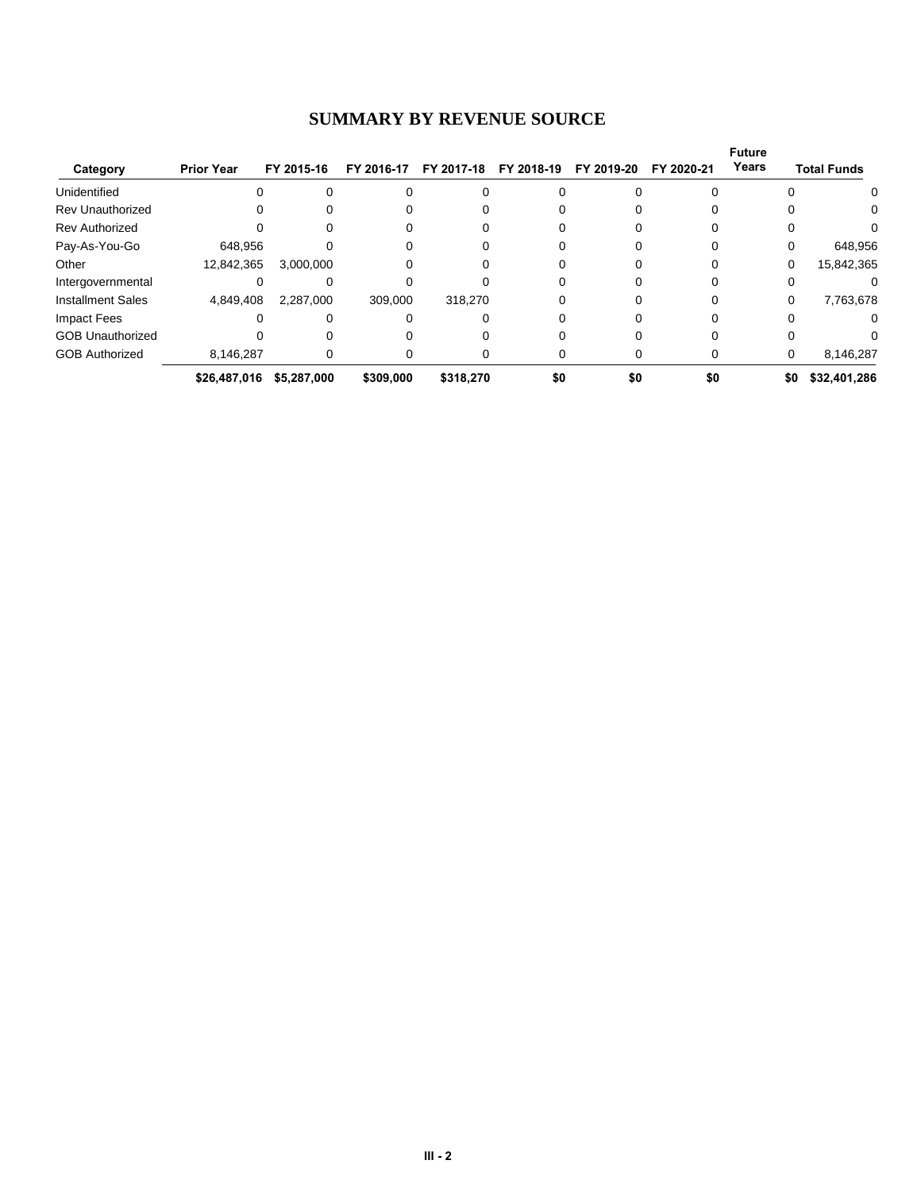# SUMMARY BY REVENUE SOURCE

| Category | Prior Year | FY 2015-16 | FY 2016-17 | FY 2017-18 | FY 2018-19 | FY 2019-20 | FY 2020-21 | Future Years | Total Funds |
|---|---|---|---|---|---|---|---|---|---|
| Unidentified | 0 | 0 | 0 | 0 | 0 | 0 | 0 | 0 | 0 |
| Rev Unauthorized | 0 | 0 | 0 | 0 | 0 | 0 | 0 | 0 | 0 |
| Rev Authorized | 0 | 0 | 0 | 0 | 0 | 0 | 0 | 0 | 0 |
| Pay-As-You-Go | 648,956 | 0 | 0 | 0 | 0 | 0 | 0 | 0 | 648,956 |
| Other | 12,842,365 | 3,000,000 | 0 | 0 | 0 | 0 | 0 | 0 | 15,842,365 |
| Intergovernmental | 0 | 0 | 0 | 0 | 0 | 0 | 0 | 0 | 0 |
| Installment Sales | 4,849,408 | 2,287,000 | 309,000 | 318,270 | 0 | 0 | 0 | 0 | 7,763,678 |
| Impact Fees | 0 | 0 | 0 | 0 | 0 | 0 | 0 | 0 | 0 |
| GOB Unauthorized | 0 | 0 | 0 | 0 | 0 | 0 | 0 | 0 | 0 |
| GOB Authorized | 8,146,287 | 0 | 0 | 0 | 0 | 0 | 0 | 0 | 8,146,287 |
| | **$26,487,016** | **$5,287,000** | **$309,000** | **$318,270** | **$0** | **$0** | **$0** | **$0** | **$32,401,286** |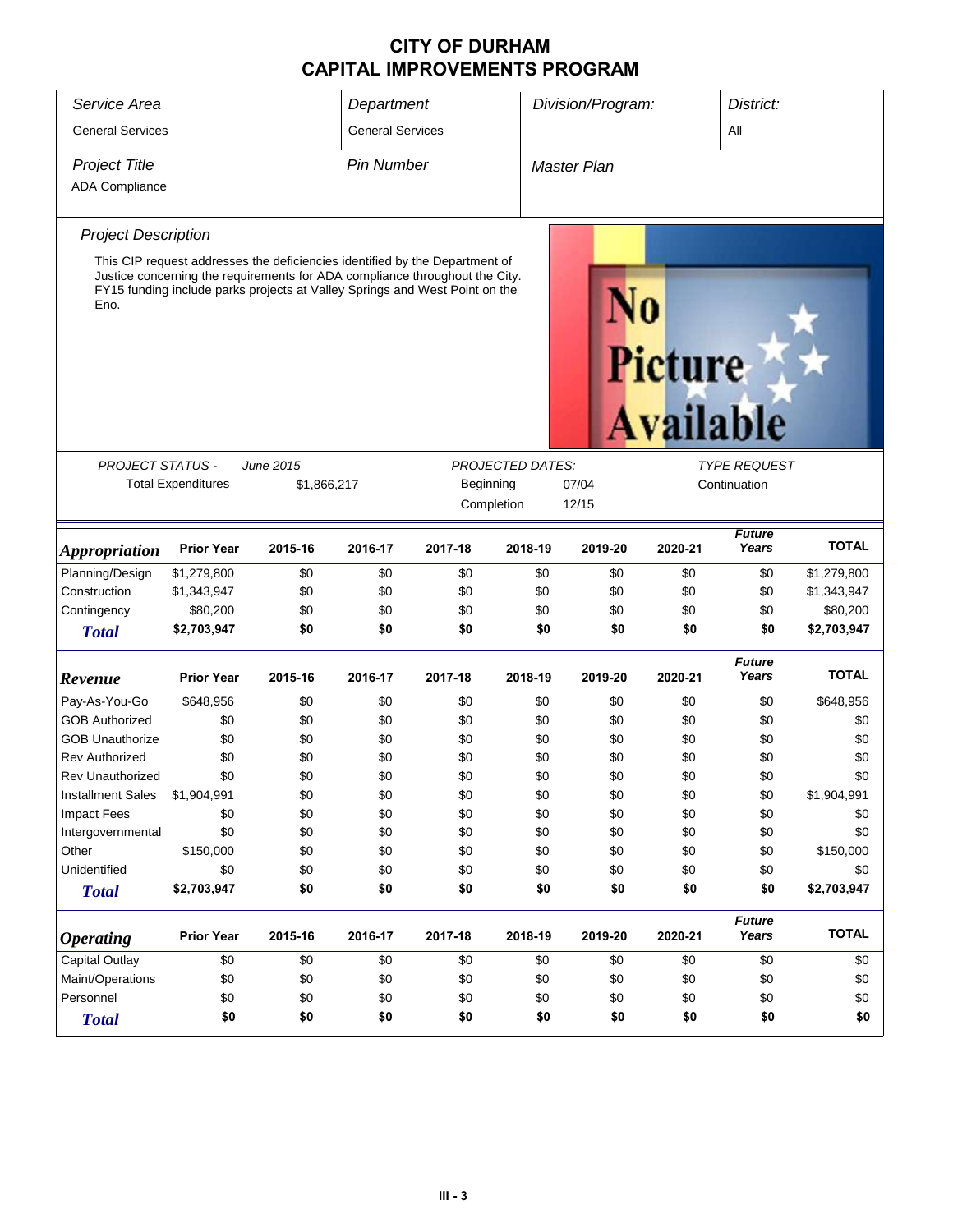# CITY OF DURHAM
# CAPITAL IMPROVEMENTS PROGRAM

| *Service Area* | *Department* | *Division/Program:* | *District:* |
|---|---|---|---|
| General Services | General Services | | All |

| *Project Title* | *Pin Number* | *Master Plan* |
|---|---|---|
| ADA Compliance | | |

*Project Description*

This CIP request addresses the deficiencies identified by the Department of Justice concerning the requirements for ADA compliance throughout the City. FY15 funding include parks projects at Valley Springs and West Point on the Eno.

| *PROJECT STATUS -* | *June 2015* | *PROJECTED DATES:* | | *TYPE REQUEST* |
|---|---|---|---|---|
| Total Expenditures | $1,866,217 | Beginning | 07/04 | Continuation |
| | | Completion | 12/15 | |

| ***Appropriation*** | Prior Year | 2015-16 | 2016-17 | 2017-18 | 2018-19 | 2019-20 | 2020-21 | *Future Years* | TOTAL |
|---|---|---|---|---|---|---|---|---|---|
| Planning/Design | $1,279,800 | $0 | $0 | $0 | $0 | $0 | $0 | $0 | $1,279,800 |
| Construction | $1,343,947 | $0 | $0 | $0 | $0 | $0 | $0 | $0 | $1,343,947 |
| Contingency | $80,200 | $0 | $0 | $0 | $0 | $0 | $0 | $0 | $80,200 |
| ***Total*** | **$2,703,947** | **$0** | **$0** | **$0** | **$0** | **$0** | **$0** | **$0** | **$2,703,947** |

| ***Revenue*** | Prior Year | 2015-16 | 2016-17 | 2017-18 | 2018-19 | 2019-20 | 2020-21 | *Future Years* | TOTAL |
|---|---|---|---|---|---|---|---|---|---|
| Pay-As-You-Go | $648,956 | $0 | $0 | $0 | $0 | $0 | $0 | $0 | $648,956 |
| GOB Authorized | $0 | $0 | $0 | $0 | $0 | $0 | $0 | $0 | $0 |
| GOB Unauthorize | $0 | $0 | $0 | $0 | $0 | $0 | $0 | $0 | $0 |
| Rev Authorized | $0 | $0 | $0 | $0 | $0 | $0 | $0 | $0 | $0 |
| Rev Unauthorized | $0 | $0 | $0 | $0 | $0 | $0 | $0 | $0 | $0 |
| Installment Sales | $1,904,991 | $0 | $0 | $0 | $0 | $0 | $0 | $0 | $1,904,991 |
| Impact Fees | $0 | $0 | $0 | $0 | $0 | $0 | $0 | $0 | $0 |
| Intergovernmental | $0 | $0 | $0 | $0 | $0 | $0 | $0 | $0 | $0 |
| Other | $150,000 | $0 | $0 | $0 | $0 | $0 | $0 | $0 | $150,000 |
| Unidentified | $0 | $0 | $0 | $0 | $0 | $0 | $0 | $0 | $0 |
| ***Total*** | **$2,703,947** | **$0** | **$0** | **$0** | **$0** | **$0** | **$0** | **$0** | **$2,703,947** |

| ***Operating*** | Prior Year | 2015-16 | 2016-17 | 2017-18 | 2018-19 | 2019-20 | 2020-21 | *Future Years* | TOTAL |
|---|---|---|---|---|---|---|---|---|---|
| Capital Outlay | $0 | $0 | $0 | $0 | $0 | $0 | $0 | $0 | $0 |
| Maint/Operations | $0 | $0 | $0 | $0 | $0 | $0 | $0 | $0 | $0 |
| Personnel | $0 | $0 | $0 | $0 | $0 | $0 | $0 | $0 | $0 |
| ***Total*** | **$0** | **$0** | **$0** | **$0** | **$0** | **$0** | **$0** | **$0** | **$0** |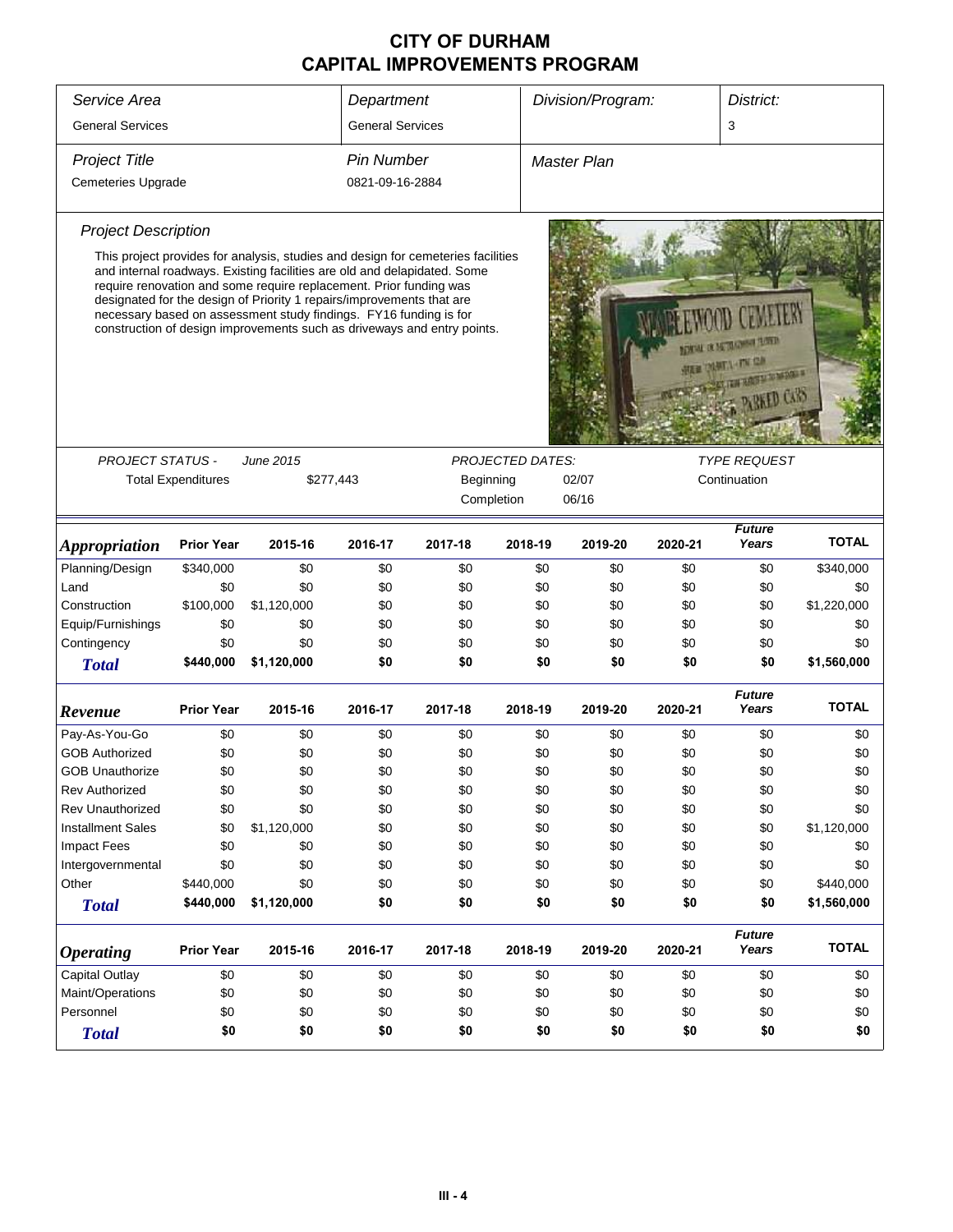# CITY OF DURHAM
# CAPITAL IMPROVEMENTS PROGRAM

| *Service Area* | *Department* | *Division/Program:* | *District:* |
|---|---|---|---|
| General Services | General Services | | 3 |
| ***Project Title*** | ***Pin Number*** | ***Master Plan*** | |
| Cemeteries Upgrade | 0821-09-16-2884 | | |

### *Project Description*

This project provides for analysis, studies and design for cemeteries facilities and internal roadways. Existing facilities are old and delapidated. Some require renovation and some require replacement. Prior funding was designated for the design of Priority 1 repairs/improvements that are necessary based on assessment study findings. FY16 funding is for construction of design improvements such as driveways and entry points.

| *PROJECT STATUS -* | *June 2015* | *PROJECTED DATES:* | | *TYPE REQUEST* |
|---|---|---|---|---|
| Total Expenditures | $277,443 | Beginning | 02/07 | Continuation |
| | | Completion | 06/16 | |

| *Appropriation* | Prior Year | 2015-16 | 2016-17 | 2017-18 | 2018-19 | 2019-20 | 2020-21 | Future Years | TOTAL |
|---|---|---|---|---|---|---|---|---|---|
| Planning/Design | $340,000 | $0 | $0 | $0 | $0 | $0 | $0 | $0 | $340,000 |
| Land | $0 | $0 | $0 | $0 | $0 | $0 | $0 | $0 | $0 |
| Construction | $100,000 | $1,120,000 | $0 | $0 | $0 | $0 | $0 | $0 | $1,220,000 |
| Equip/Furnishings | $0 | $0 | $0 | $0 | $0 | $0 | $0 | $0 | $0 |
| Contingency | $0 | $0 | $0 | $0 | $0 | $0 | $0 | $0 | $0 |
| **Total** | **$440,000** | **$1,120,000** | **$0** | **$0** | **$0** | **$0** | **$0** | **$0** | **$1,560,000** |

| *Revenue* | Prior Year | 2015-16 | 2016-17 | 2017-18 | 2018-19 | 2019-20 | 2020-21 | Future Years | TOTAL |
|---|---|---|---|---|---|---|---|---|---|
| Pay-As-You-Go | $0 | $0 | $0 | $0 | $0 | $0 | $0 | $0 | $0 |
| GOB Authorized | $0 | $0 | $0 | $0 | $0 | $0 | $0 | $0 | $0 |
| GOB Unauthorize | $0 | $0 | $0 | $0 | $0 | $0 | $0 | $0 | $0 |
| Rev Authorized | $0 | $0 | $0 | $0 | $0 | $0 | $0 | $0 | $0 |
| Rev Unauthorized | $0 | $0 | $0 | $0 | $0 | $0 | $0 | $0 | $0 |
| Installment Sales | $0 | $1,120,000 | $0 | $0 | $0 | $0 | $0 | $0 | $1,120,000 |
| Impact Fees | $0 | $0 | $0 | $0 | $0 | $0 | $0 | $0 | $0 |
| Intergovernmental | $0 | $0 | $0 | $0 | $0 | $0 | $0 | $0 | $0 |
| Other | $440,000 | $0 | $0 | $0 | $0 | $0 | $0 | $0 | $440,000 |
| **Total** | **$440,000** | **$1,120,000** | **$0** | **$0** | **$0** | **$0** | **$0** | **$0** | **$1,560,000** |

| *Operating* | Prior Year | 2015-16 | 2016-17 | 2017-18 | 2018-19 | 2019-20 | 2020-21 | Future Years | TOTAL |
|---|---|---|---|---|---|---|---|---|---|
| Capital Outlay | $0 | $0 | $0 | $0 | $0 | $0 | $0 | $0 | $0 |
| Maint/Operations | $0 | $0 | $0 | $0 | $0 | $0 | $0 | $0 | $0 |
| Personnel | $0 | $0 | $0 | $0 | $0 | $0 | $0 | $0 | $0 |
| **Total** | **$0** | **$0** | **$0** | **$0** | **$0** | **$0** | **$0** | **$0** | **$0** |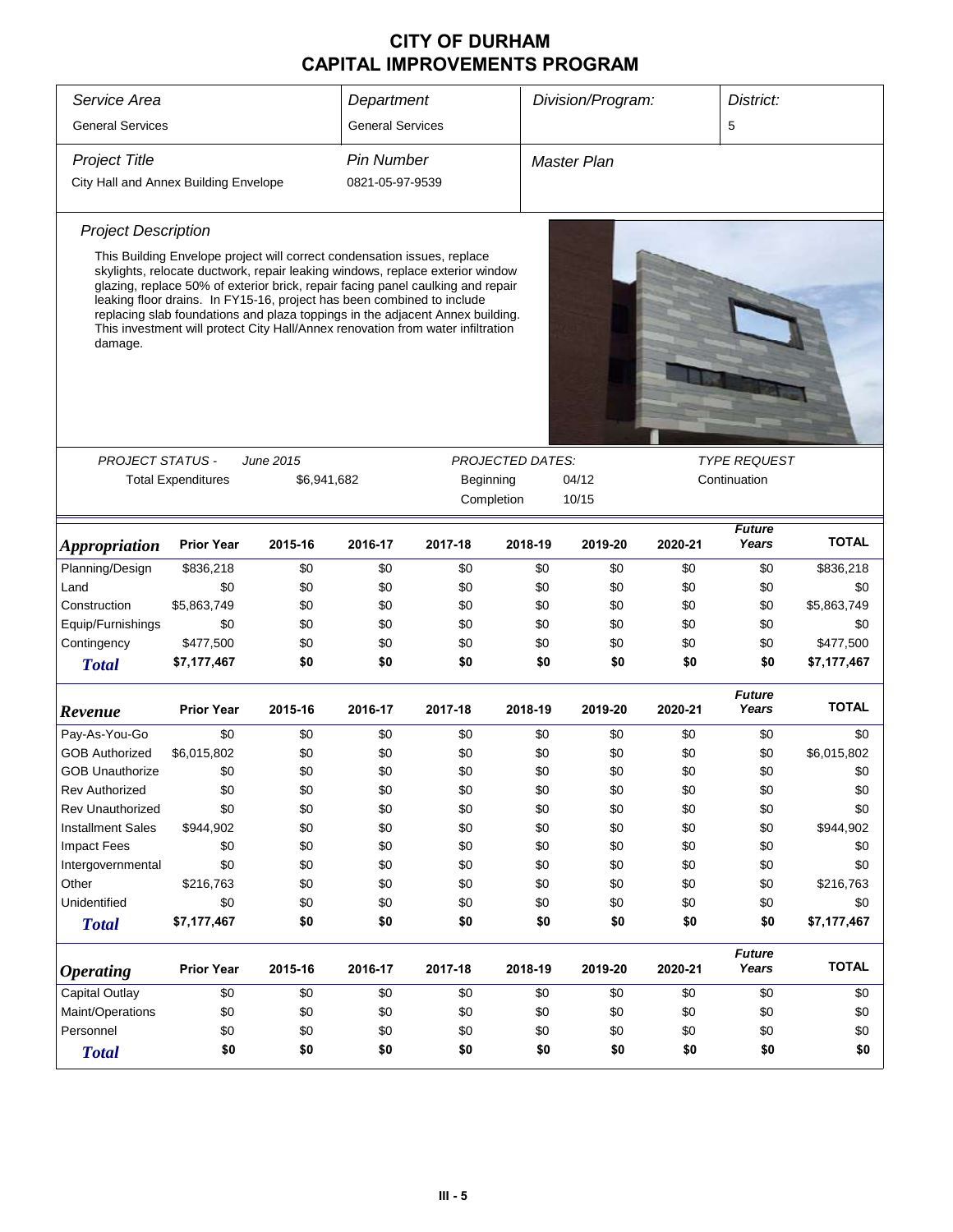# CITY OF DURHAM
## CAPITAL IMPROVEMENTS PROGRAM

| Service Area | Department | Division/Program: | District: |
|---|---|---|---|
| General Services | General Services | | 5 |

| Project Title | Pin Number | Master Plan |
|---|---|---|
| City Hall and Annex Building Envelope | 0821-05-97-9539 | |

### Project Description

This Building Envelope project will correct condensation issues, replace skylights, relocate ductwork, repair leaking windows, replace exterior window glazing, replace 50% of exterior brick, repair facing panel caulking and repair leaking floor drains. In FY15-16, project has been combined to include replacing slab foundations and plaza toppings in the adjacent Annex building. This investment will protect City Hall/Annex renovation from water infiltration damage.

| PROJECT STATUS - June 2015 | | PROJECTED DATES: | | TYPE REQUEST |
|---|---|---|---|---|
| Total Expenditures | $6,941,682 | Beginning | 04/12 | Continuation |
| | | Completion | 10/15 | |

| *Appropriation* | Prior Year | 2015-16 | 2016-17 | 2017-18 | 2018-19 | 2019-20 | 2020-21 | Future Years | TOTAL |
|---|---|---|---|---|---|---|---|---|---|
| Planning/Design | $836,218 | $0 | $0 | $0 | $0 | $0 | $0 | $0 | $836,218 |
| Land | $0 | $0 | $0 | $0 | $0 | $0 | $0 | $0 | $0 |
| Construction | $5,863,749 | $0 | $0 | $0 | $0 | $0 | $0 | $0 | $5,863,749 |
| Equip/Furnishings | $0 | $0 | $0 | $0 | $0 | $0 | $0 | $0 | $0 |
| Contingency | $477,500 | $0 | $0 | $0 | $0 | $0 | $0 | $0 | $477,500 |
| ***Total*** | **$7,177,467** | **$0** | **$0** | **$0** | **$0** | **$0** | **$0** | **$0** | **$7,177,467** |

| *Revenue* | Prior Year | 2015-16 | 2016-17 | 2017-18 | 2018-19 | 2019-20 | 2020-21 | Future Years | TOTAL |
|---|---|---|---|---|---|---|---|---|---|
| Pay-As-You-Go | $0 | $0 | $0 | $0 | $0 | $0 | $0 | $0 | $0 |
| GOB Authorized | $6,015,802 | $0 | $0 | $0 | $0 | $0 | $0 | $0 | $6,015,802 |
| GOB Unauthorize | $0 | $0 | $0 | $0 | $0 | $0 | $0 | $0 | $0 |
| Rev Authorized | $0 | $0 | $0 | $0 | $0 | $0 | $0 | $0 | $0 |
| Rev Unauthorized | $0 | $0 | $0 | $0 | $0 | $0 | $0 | $0 | $0 |
| Installment Sales | $944,902 | $0 | $0 | $0 | $0 | $0 | $0 | $0 | $944,902 |
| Impact Fees | $0 | $0 | $0 | $0 | $0 | $0 | $0 | $0 | $0 |
| Intergovernmental | $0 | $0 | $0 | $0 | $0 | $0 | $0 | $0 | $0 |
| Other | $216,763 | $0 | $0 | $0 | $0 | $0 | $0 | $0 | $216,763 |
| Unidentified | $0 | $0 | $0 | $0 | $0 | $0 | $0 | $0 | $0 |
| ***Total*** | **$7,177,467** | **$0** | **$0** | **$0** | **$0** | **$0** | **$0** | **$0** | **$7,177,467** |

| *Operating* | Prior Year | 2015-16 | 2016-17 | 2017-18 | 2018-19 | 2019-20 | 2020-21 | Future Years | TOTAL |
|---|---|---|---|---|---|---|---|---|---|
| Capital Outlay | $0 | $0 | $0 | $0 | $0 | $0 | $0 | $0 | $0 |
| Maint/Operations | $0 | $0 | $0 | $0 | $0 | $0 | $0 | $0 | $0 |
| Personnel | $0 | $0 | $0 | $0 | $0 | $0 | $0 | $0 | $0 |
| ***Total*** | **$0** | **$0** | **$0** | **$0** | **$0** | **$0** | **$0** | **$0** | **$0** |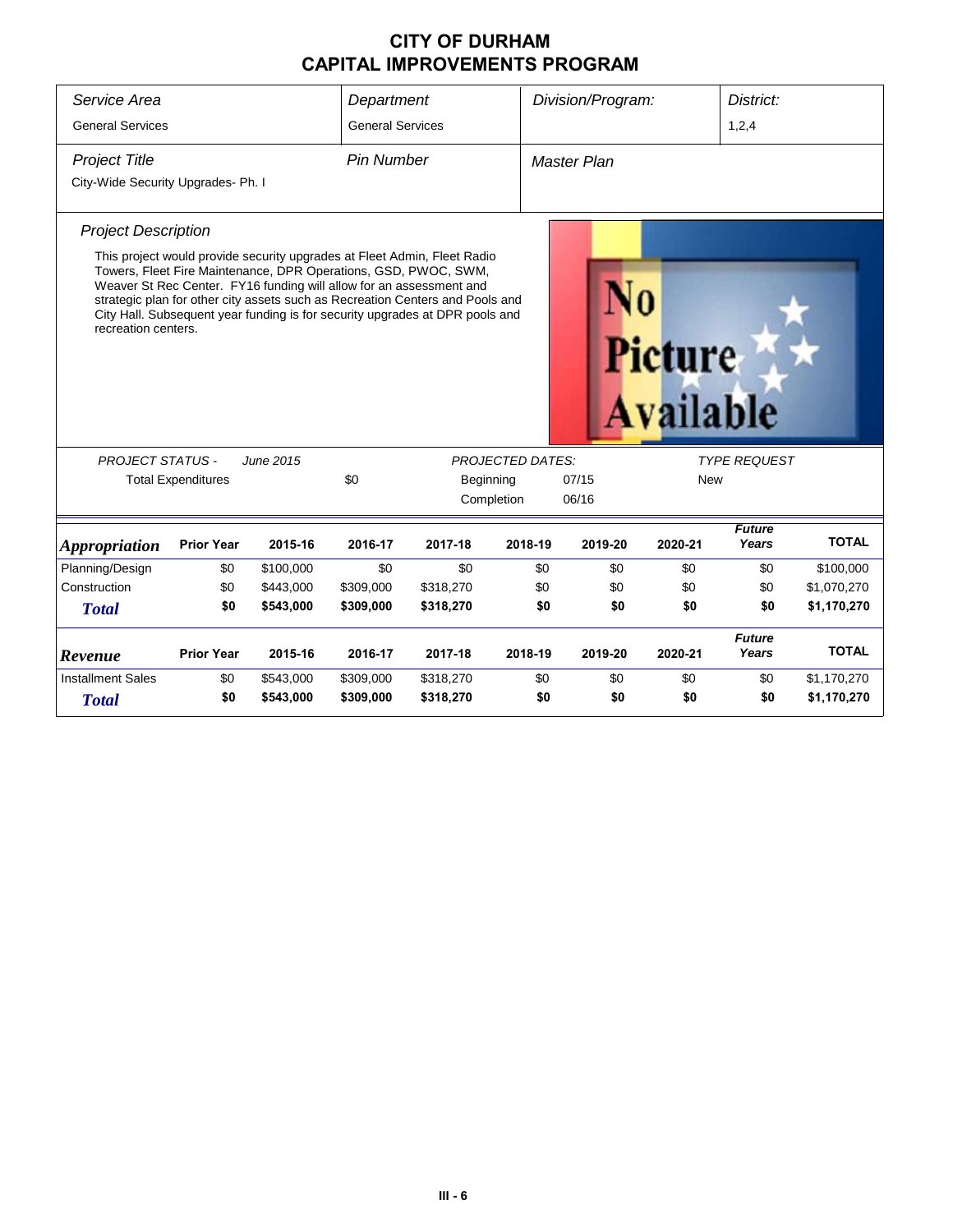# CITY OF DURHAM
# CAPITAL IMPROVEMENTS PROGRAM

| *Service Area* | *Department* | *Division/Program:* | *District:* |
|---|---|---|---|
| General Services | General Services | | 1,2,4 |

| *Project Title* | *Pin Number* | *Master Plan* |
|---|---|---|
| City-Wide Security Upgrades- Ph. I | | |

*Project Description*

This project would provide security upgrades at Fleet Admin, Fleet Radio Towers, Fleet Fire Maintenance, DPR Operations, GSD, PWOC, SWM, Weaver St Rec Center. FY16 funding will allow for an assessment and strategic plan for other city assets such as Recreation Centers and Pools and City Hall. Subsequent year funding is for security upgrades at DPR pools and recreation centers.

| *PROJECT STATUS -* | *June 2015* | *PROJECTED DATES:* | | *TYPE REQUEST* |
|---|---|---|---|---|
| Total Expenditures | $0 | Beginning | 07/15 | New |
| | | Completion | 06/16 | |

| *Appropriation* | Prior Year | 2015-16 | 2016-17 | 2017-18 | 2018-19 | 2019-20 | 2020-21 | *Future Years* | TOTAL |
|---|---|---|---|---|---|---|---|---|---|
| Planning/Design | $0 | $100,000 | $0 | $0 | $0 | $0 | $0 | $0 | $100,000 |
| Construction | $0 | $443,000 | $309,000 | $318,270 | $0 | $0 | $0 | $0 | $1,070,270 |
| ***Total*** | **$0** | **$543,000** | **$309,000** | **$318,270** | **$0** | **$0** | **$0** | **$0** | **$1,170,270** |

| *Revenue* | Prior Year | 2015-16 | 2016-17 | 2017-18 | 2018-19 | 2019-20 | 2020-21 | *Future Years* | TOTAL |
|---|---|---|---|---|---|---|---|---|---|
| Installment Sales | $0 | $543,000 | $309,000 | $318,270 | $0 | $0 | $0 | $0 | $1,170,270 |
| ***Total*** | **$0** | **$543,000** | **$309,000** | **$318,270** | **$0** | **$0** | **$0** | **$0** | **$1,170,270** |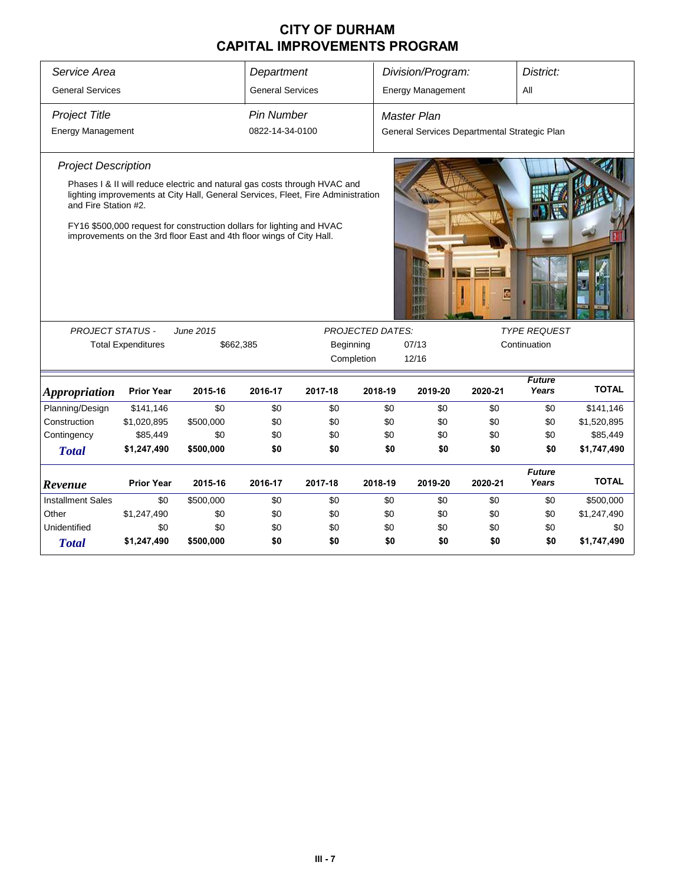# CITY OF DURHAM
# CAPITAL IMPROVEMENTS PROGRAM

| Service Area | Department | Division/Program: | District: |
|---|---|---|---|
| General Services | General Services | Energy Management | All |

| Project Title | Pin Number | Master Plan |
|---|---|---|
| Energy Management | 0822-14-34-0100 | General Services Departmental Strategic Plan |

### Project Description

Phases I & II will reduce electric and natural gas costs through HVAC and lighting improvements at City Hall, General Services, Fleet, Fire Administration and Fire Station #2.

FY16 $500,000 request for construction dollars for lighting and HVAC improvements on the 3rd floor East and 4th floor wings of City Hall.

| PROJECT STATUS - June 2015 | | PROJECTED DATES: | | TYPE REQUEST |
|---|---|---|---|---|
| Total Expenditures | $662,385 | Beginning | 07/13 | Continuation |
| | | Completion | 12/16 | |

| Appropriation | Prior Year | 2015-16 | 2016-17 | 2017-18 | 2018-19 | 2019-20 | 2020-21 | Future Years | TOTAL |
|---|---|---|---|---|---|---|---|---|---|
| Planning/Design | $141,146 | $0 | $0 | $0 | $0 | $0 | $0 | $0 | $141,146 |
| Construction | $1,020,895 | $500,000 | $0 | $0 | $0 | $0 | $0 | $0 | $1,520,895 |
| Contingency | $85,449 | $0 | $0 | $0 | $0 | $0 | $0 | $0 | $85,449 |
| **Total** | **$1,247,490** | **$500,000** | **$0** | **$0** | **$0** | **$0** | **$0** | **$0** | **$1,747,490** |

| Revenue | Prior Year | 2015-16 | 2016-17 | 2017-18 | 2018-19 | 2019-20 | 2020-21 | Future Years | TOTAL |
|---|---|---|---|---|---|---|---|---|---|
| Installment Sales | $0 | $500,000 | $0 | $0 | $0 | $0 | $0 | $0 | $500,000 |
| Other | $1,247,490 | $0 | $0 | $0 | $0 | $0 | $0 | $0 | $1,247,490 |
| Unidentified | $0 | $0 | $0 | $0 | $0 | $0 | $0 | $0 | $0 |
| **Total** | **$1,247,490** | **$500,000** | **$0** | **$0** | **$0** | **$0** | **$0** | **$0** | **$1,747,490** |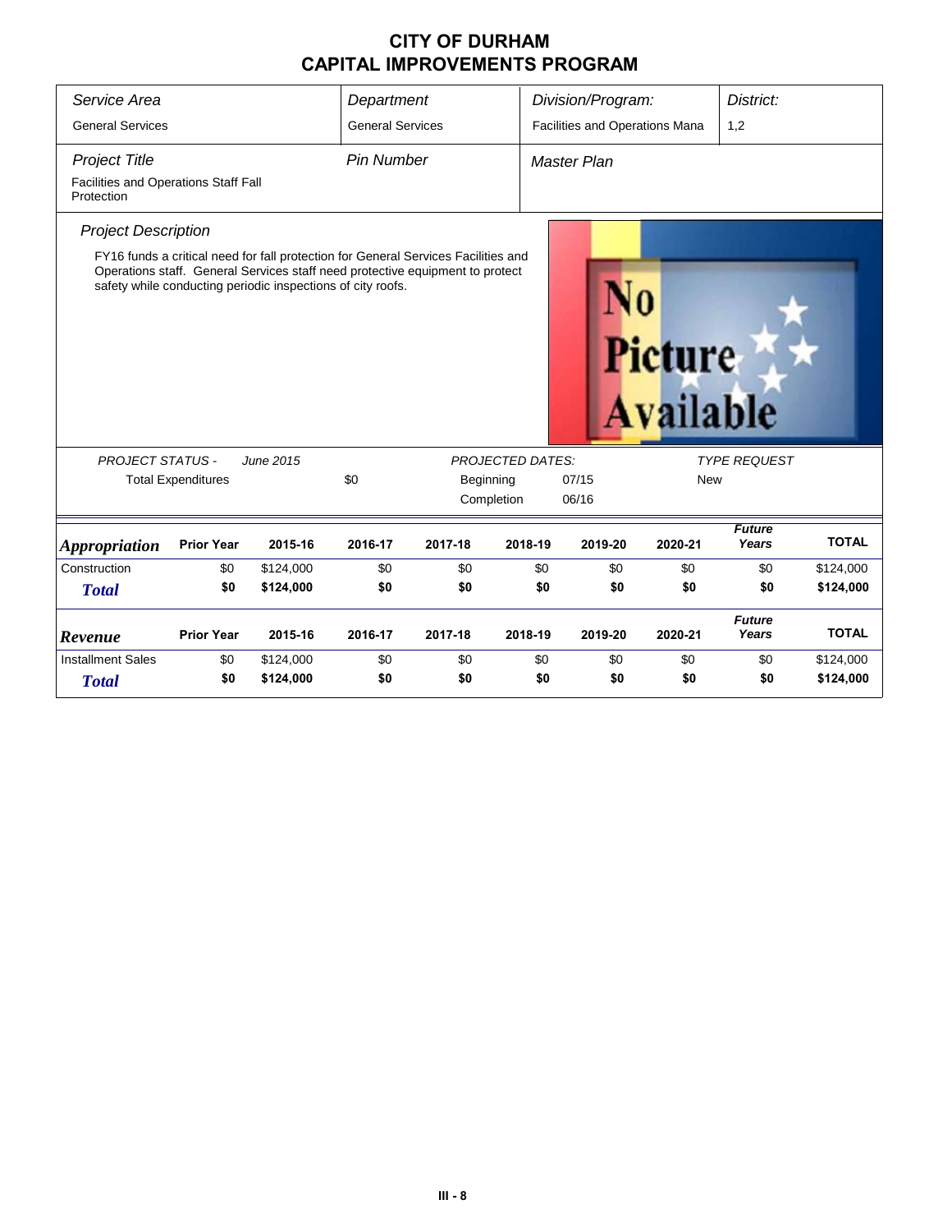# CITY OF DURHAM
# CAPITAL IMPROVEMENTS PROGRAM

| *Service Area* | *Department* | *Division/Program:* | *District:* |
|---|---|---|---|
| General Services | General Services | Facilities and Operations Mana | 1,2 |

| *Project Title* | *Pin Number* | *Master Plan* |
|---|---|---|
| Facilities and Operations Staff Fall Protection | | |

*Project Description*

FY16 funds a critical need for fall protection for General Services Facilities and Operations staff. General Services staff need protective equipment to protect safety while conducting periodic inspections of city roofs.

No Picture Available

| *PROJECT STATUS -* | *June 2015* | | *PROJECTED DATES:* | | *TYPE REQUEST* |
|---|---|---|---|---|---|
| Total Expenditures | | $0 | Beginning | 07/15 | New |
| | | | Completion | 06/16 | |

| *Appropriation* | Prior Year | 2015-16 | 2016-17 | 2017-18 | 2018-19 | 2019-20 | 2020-21 | *Future Years* | TOTAL |
|---|---|---|---|---|---|---|---|---|---|
| Construction | $0 | $124,000 | $0 | $0 | $0 | $0 | $0 | $0 | $124,000 |
| ***Total*** | **$0** | **$124,000** | **$0** | **$0** | **$0** | **$0** | **$0** | **$0** | **$124,000** |

| *Revenue* | Prior Year | 2015-16 | 2016-17 | 2017-18 | 2018-19 | 2019-20 | 2020-21 | *Future Years* | TOTAL |
|---|---|---|---|---|---|---|---|---|---|
| Installment Sales | $0 | $124,000 | $0 | $0 | $0 | $0 | $0 | $0 | $124,000 |
| ***Total*** | **$0** | **$124,000** | **$0** | **$0** | **$0** | **$0** | **$0** | **$0** | **$124,000** |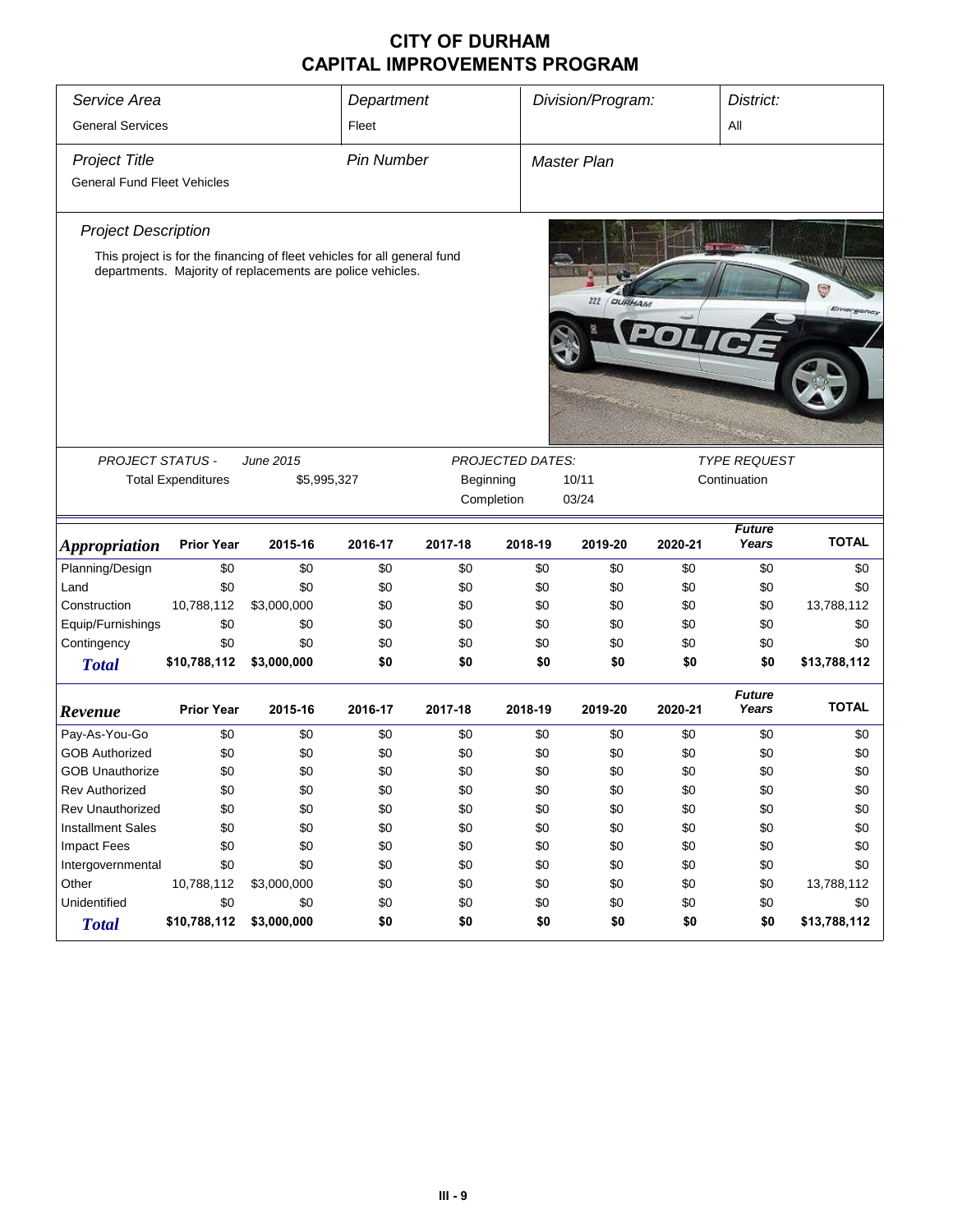# CITY OF DURHAM
# CAPITAL IMPROVEMENTS PROGRAM

| *Service Area* | *Department* | *Division/Program:* | *District:* |
|---|---|---|---|
| General Services | Fleet | | All |

| *Project Title* | *Pin Number* | *Master Plan* |
|---|---|---|
| General Fund Fleet Vehicles | | |

*Project Description*

This project is for the financing of fleet vehicles for all general fund departments. Majority of replacements are police vehicles.

| *PROJECT STATUS -* | *June 2015* | *PROJECTED DATES:* | | *TYPE REQUEST* |
|---|---|---|---|---|
| Total Expenditures | $5,995,327 | Beginning | 10/11 | Continuation |
| | | Completion | 03/24 | |

| *Appropriation* | Prior Year | 2015-16 | 2016-17 | 2017-18 | 2018-19 | 2019-20 | 2020-21 | *Future Years* | TOTAL |
|---|---|---|---|---|---|---|---|---|---|
| Planning/Design | $0 | $0 | $0 | $0 | $0 | $0 | $0 | $0 | $0 |
| Land | $0 | $0 | $0 | $0 | $0 | $0 | $0 | $0 | $0 |
| Construction | 10,788,112 | $3,000,000 | $0 | $0 | $0 | $0 | $0 | $0 | 13,788,112 |
| Equip/Furnishings | $0 | $0 | $0 | $0 | $0 | $0 | $0 | $0 | $0 |
| Contingency | $0 | $0 | $0 | $0 | $0 | $0 | $0 | $0 | $0 |
| ***Total*** | **$10,788,112** | **$3,000,000** | **$0** | **$0** | **$0** | **$0** | **$0** | **$0** | **$13,788,112** |

| *Revenue* | Prior Year | 2015-16 | 2016-17 | 2017-18 | 2018-19 | 2019-20 | 2020-21 | *Future Years* | TOTAL |
|---|---|---|---|---|---|---|---|---|---|
| Pay-As-You-Go | $0 | $0 | $0 | $0 | $0 | $0 | $0 | $0 | $0 |
| GOB Authorized | $0 | $0 | $0 | $0 | $0 | $0 | $0 | $0 | $0 |
| GOB Unauthorize | $0 | $0 | $0 | $0 | $0 | $0 | $0 | $0 | $0 |
| Rev Authorized | $0 | $0 | $0 | $0 | $0 | $0 | $0 | $0 | $0 |
| Rev Unauthorized | $0 | $0 | $0 | $0 | $0 | $0 | $0 | $0 | $0 |
| Installment Sales | $0 | $0 | $0 | $0 | $0 | $0 | $0 | $0 | $0 |
| Impact Fees | $0 | $0 | $0 | $0 | $0 | $0 | $0 | $0 | $0 |
| Intergovernmental | $0 | $0 | $0 | $0 | $0 | $0 | $0 | $0 | $0 |
| Other | 10,788,112 | $3,000,000 | $0 | $0 | $0 | $0 | $0 | $0 | 13,788,112 |
| Unidentified | $0 | $0 | $0 | $0 | $0 | $0 | $0 | $0 | $0 |
| ***Total*** | **$10,788,112** | **$3,000,000** | **$0** | **$0** | **$0** | **$0** | **$0** | **$0** | **$13,788,112** |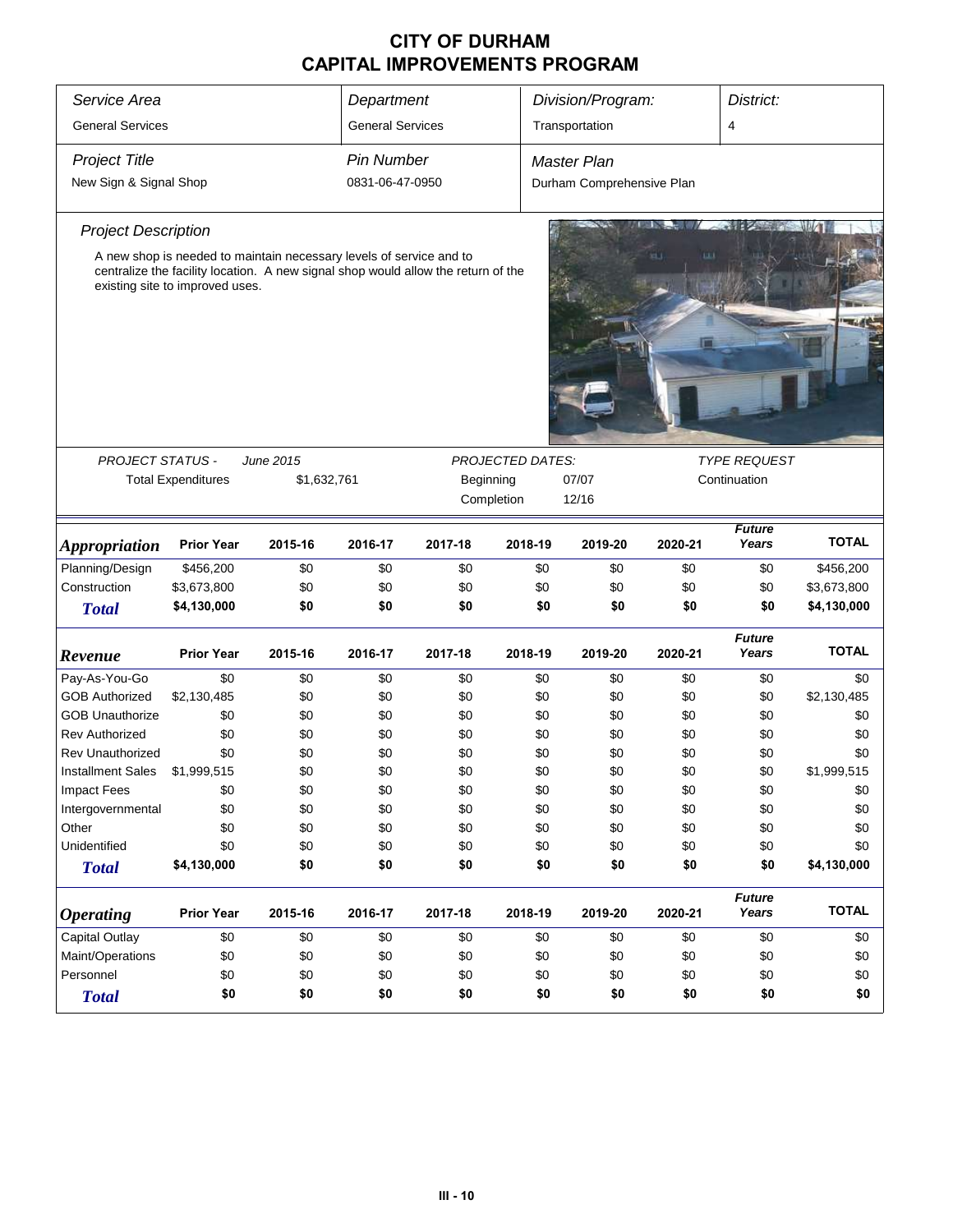# CITY OF DURHAM
# CAPITAL IMPROVEMENTS PROGRAM

| *Service Area* | *Department* | *Division/Program:* | *District:* |
|---|---|---|---|
| General Services | General Services | Transportation | 4 |
| *Project Title* | *Pin Number* | *Master Plan* | |
| New Sign & Signal Shop | 0831-06-47-0950 | Durham Comprehensive Plan | |

*Project Description*

A new shop is needed to maintain necessary levels of service and to centralize the facility location. A new signal shop would allow the return of the existing site to improved uses.

| *PROJECT STATUS -* | *June 2015* | *PROJECTED DATES:* | | *TYPE REQUEST* |
|---|---|---|---|---|
| Total Expenditures | $1,632,761 | Beginning | 07/07 | Continuation |
| | | Completion | 12/16 | |

| ***Appropriation*** | **Prior Year** | **2015-16** | **2016-17** | **2017-18** | **2018-19** | **2019-20** | **2020-21** | ***Future Years*** | **TOTAL** |
|---|---|---|---|---|---|---|---|---|---|
| Planning/Design | $456,200 | $0 | $0 | $0 | $0 | $0 | $0 | $0 | $456,200 |
| Construction | $3,673,800 | $0 | $0 | $0 | $0 | $0 | $0 | $0 | $3,673,800 |
| ***Total*** | **$4,130,000** | **$0** | **$0** | **$0** | **$0** | **$0** | **$0** | **$0** | **$4,130,000** |

| ***Revenue*** | **Prior Year** | **2015-16** | **2016-17** | **2017-18** | **2018-19** | **2019-20** | **2020-21** | ***Future Years*** | **TOTAL** |
|---|---|---|---|---|---|---|---|---|---|
| Pay-As-You-Go | $0 | $0 | $0 | $0 | $0 | $0 | $0 | $0 | $0 |
| GOB Authorized | $2,130,485 | $0 | $0 | $0 | $0 | $0 | $0 | $0 | $2,130,485 |
| GOB Unauthorize | $0 | $0 | $0 | $0 | $0 | $0 | $0 | $0 | $0 |
| Rev Authorized | $0 | $0 | $0 | $0 | $0 | $0 | $0 | $0 | $0 |
| Rev Unauthorized | $0 | $0 | $0 | $0 | $0 | $0 | $0 | $0 | $0 |
| Installment Sales | $1,999,515 | $0 | $0 | $0 | $0 | $0 | $0 | $0 | $1,999,515 |
| Impact Fees | $0 | $0 | $0 | $0 | $0 | $0 | $0 | $0 | $0 |
| Intergovernmental | $0 | $0 | $0 | $0 | $0 | $0 | $0 | $0 | $0 |
| Other | $0 | $0 | $0 | $0 | $0 | $0 | $0 | $0 | $0 |
| Unidentified | $0 | $0 | $0 | $0 | $0 | $0 | $0 | $0 | $0 |
| ***Total*** | **$4,130,000** | **$0** | **$0** | **$0** | **$0** | **$0** | **$0** | **$0** | **$4,130,000** |

| ***Operating*** | **Prior Year** | **2015-16** | **2016-17** | **2017-18** | **2018-19** | **2019-20** | **2020-21** | ***Future Years*** | **TOTAL** |
|---|---|---|---|---|---|---|---|---|---|
| Capital Outlay | $0 | $0 | $0 | $0 | $0 | $0 | $0 | $0 | $0 |
| Maint/Operations | $0 | $0 | $0 | $0 | $0 | $0 | $0 | $0 | $0 |
| Personnel | $0 | $0 | $0 | $0 | $0 | $0 | $0 | $0 | $0 |
| ***Total*** | **$0** | **$0** | **$0** | **$0** | **$0** | **$0** | **$0** | **$0** | **$0** |